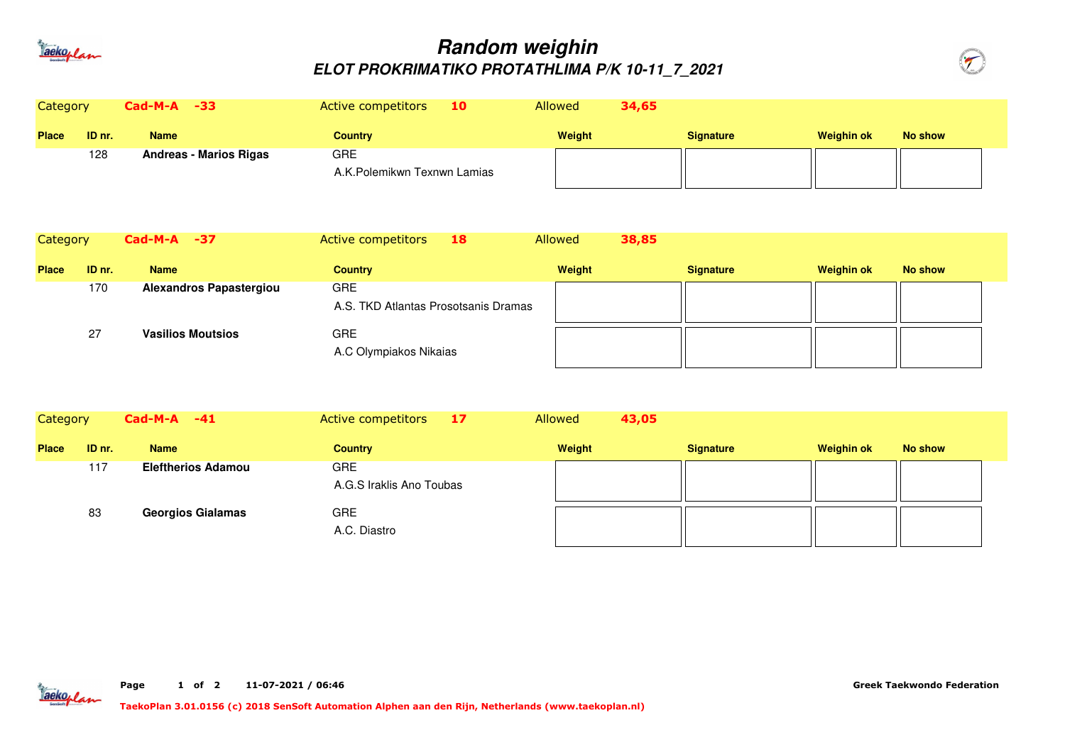# *Random weighin*

## *ELOT PROKRIMATIKO PROTATHLIMA P/K 10-11_7_2021*

| Category | Cad-M-A -33 | | Active competitors 10 | Allowed 34,65 | | | |
|---|---|---|---|---|---|---|---|
| **Place** | **ID nr.** | **Name** | **Country** | **Weight** | **Signature** | **Weighin ok** | **No show** |
| | 128 | **Andreas - Marios Rigas** | GRE<br>A.K.Polemikwn Texnwn Lamias | | | | |

| Category | Cad-M-A -37 | | Active competitors 18 | Allowed 38,85 | | | |
|---|---|---|---|---|---|---|---|
| **Place** | **ID nr.** | **Name** | **Country** | **Weight** | **Signature** | **Weighin ok** | **No show** |
| | 170 | **Alexandros Papastergiou** | GRE<br>A.S. TKD Atlantas Prosotsanis Dramas | | | | |
| | 27 | **Vasilios Moutsios** | GRE<br>A.C Olympiakos Nikaias | | | | |

| Category | Cad-M-A -41 | | Active competitors 17 | Allowed 43,05 | | | |
|---|---|---|---|---|---|---|---|
| **Place** | **ID nr.** | **Name** | **Country** | **Weight** | **Signature** | **Weighin ok** | **No show** |
| | 117 | **Eleftherios Adamou** | GRE<br>A.G.S Iraklis Ano Toubas | | | | |
| | 83 | **Georgios Gialamas** | GRE<br>A.C. Diastro | | | | |

11-07-2021 / 06:46

Greek Taekwondo Federation

TaekoPlan 3.01.0156 (c) 2018 SenSoft Automation Alphen aan den Rijn, Netherlands (www.taekoplan.nl)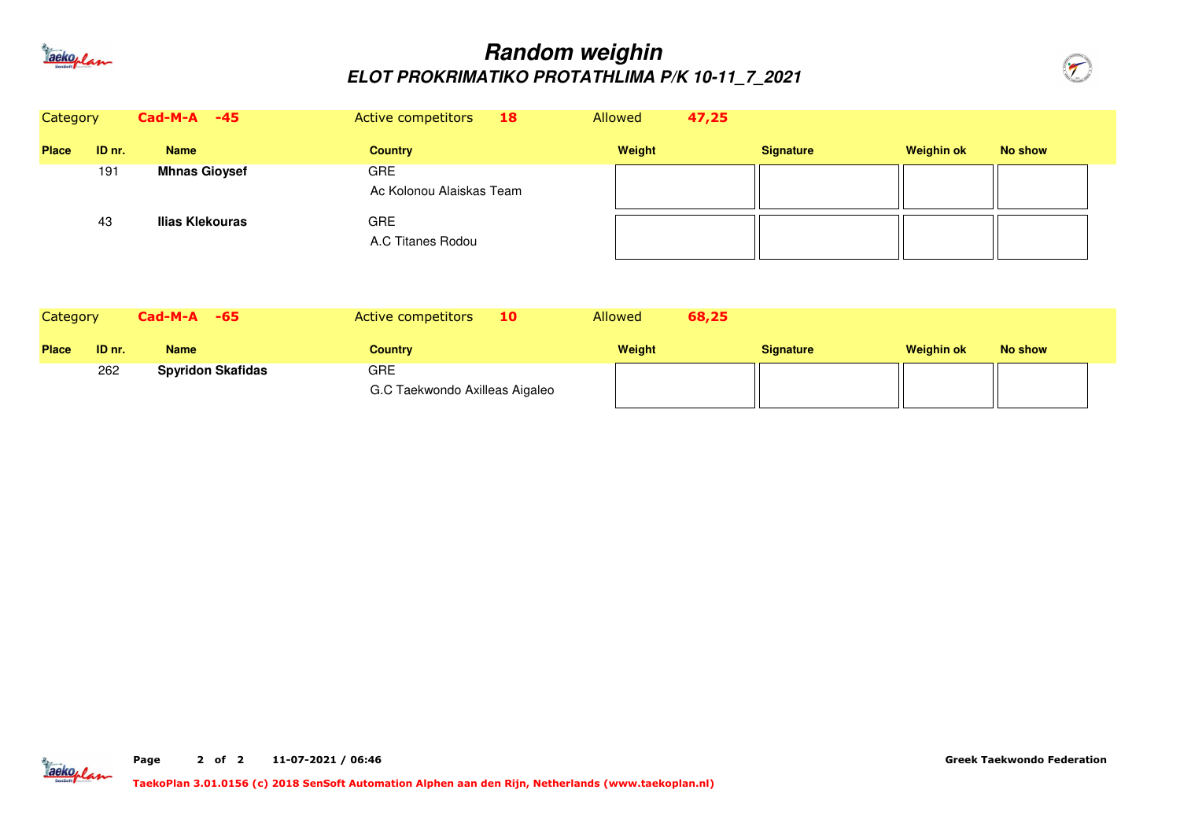# Random weighin

## ELOT PROKRIMATIKO PROTATHLIMA P/K 10-11_7_2021

| Category | Cad-M-A -45 | Active competitors 18 | Allowed 47,25 | | | |
|---|---|---|---|---|---|---|
| **Place** | **ID nr.** | **Name** | **Country** | **Weight** | **Signature** | **Weighin ok** | **No show** |

| Place | ID nr. | Name | Country | Weight | Signature | Weighin ok | No show |
|---|---|---|---|---|---|---|---|
| | 191 | **Mhnas Gioysef** | GRE<br>Ac Kolonou Alaiskas Team | | | | |
| | 43 | **Ilias Klekouras** | GRE<br>A.C Titanes Rodou | | | | |

| Category | Cad-M-A -65 | Active competitors 10 | Allowed 68,25 |
|---|---|---|---|

| Place | ID nr. | Name | Country | Weight | Signature | Weighin ok | No show |
|---|---|---|---|---|---|---|---|
| | 262 | **Spyridon Skafidas** | GRE<br>G.C Taekwondo Axilleas Aigaleo | | | | |

Greek Taekwondo Federation

TaekoPlan 3.01.0156 (c) 2018 SenSoft Automation Alphen aan den Rijn, Netherlands (www.taekoplan.nl)